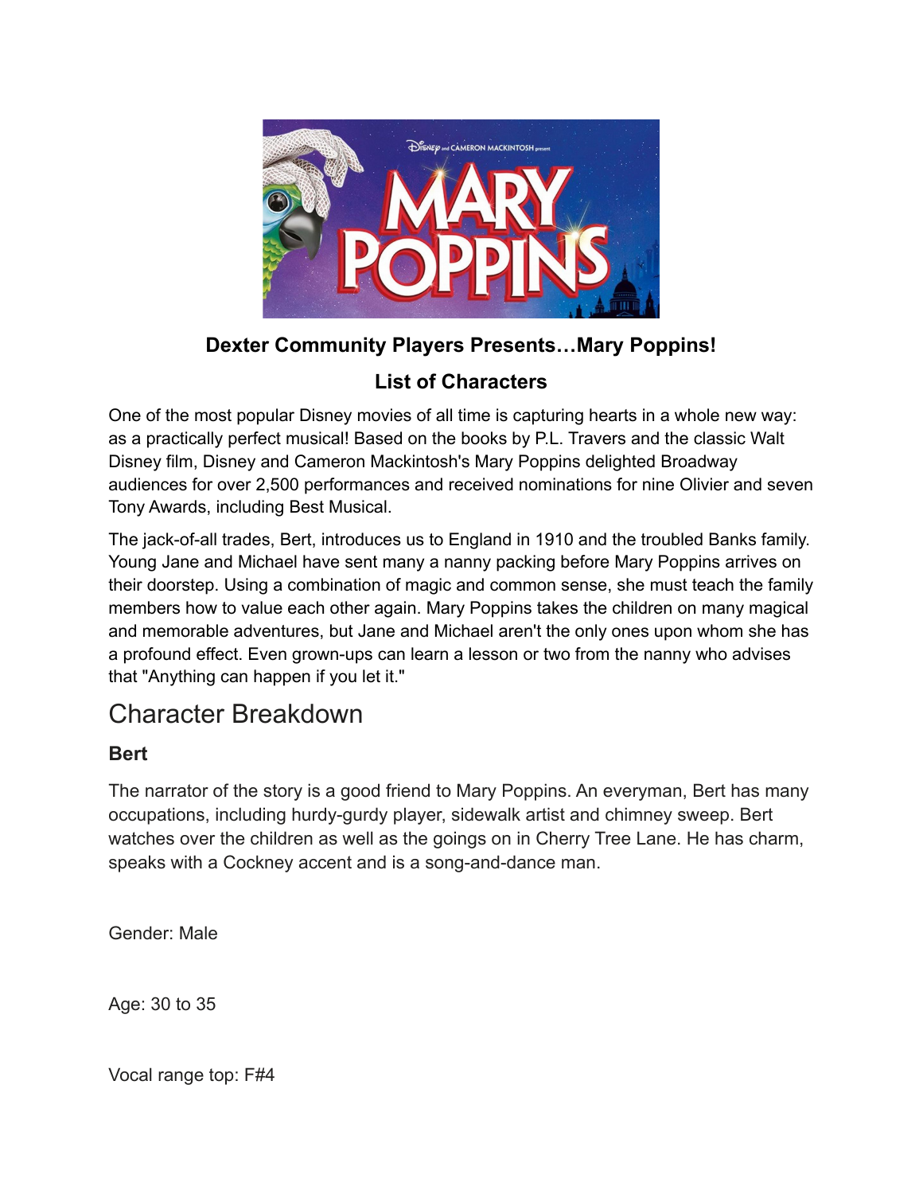**Dexter Community Players Presents…Mary Poppins!**

**List of Characters**

One of the most popular Disney movies of all time is capturing hearts in a whole new way: as a practically perfect musical! Based on the books by P.L. Travers and the classic Walt Disney film, Disney and Cameron Mackintosh's Mary Poppins delighted Broadway audiences for over 2,500 performances and received nominations for nine Olivier and seven Tony Awards, including Best Musical.

The jack-of-all trades, Bert, introduces us to England in 1910 and the troubled Banks family. Young Jane and Michael have sent many a nanny packing before Mary Poppins arrives on their doorstep. Using a combination of magic and common sense, she must teach the family members how to value each other again. Mary Poppins takes the children on many magical and memorable adventures, but Jane and Michael aren't the only ones upon whom she has a profound effect. Even grown-ups can learn a lesson or two from the nanny who advises that "Anything can happen if you let it."

# Character Breakdown

### Bert

The narrator of the story is a good friend to Mary Poppins. An everyman, Bert has many occupations, including hurdy-gurdy player, sidewalk artist and chimney sweep. Bert watches over the children as well as the goings on in Cherry Tree Lane. He has charm, speaks with a Cockney accent and is a song-and-dance man.

Gender: Male

Age: 30 to 35

Vocal range top: F#4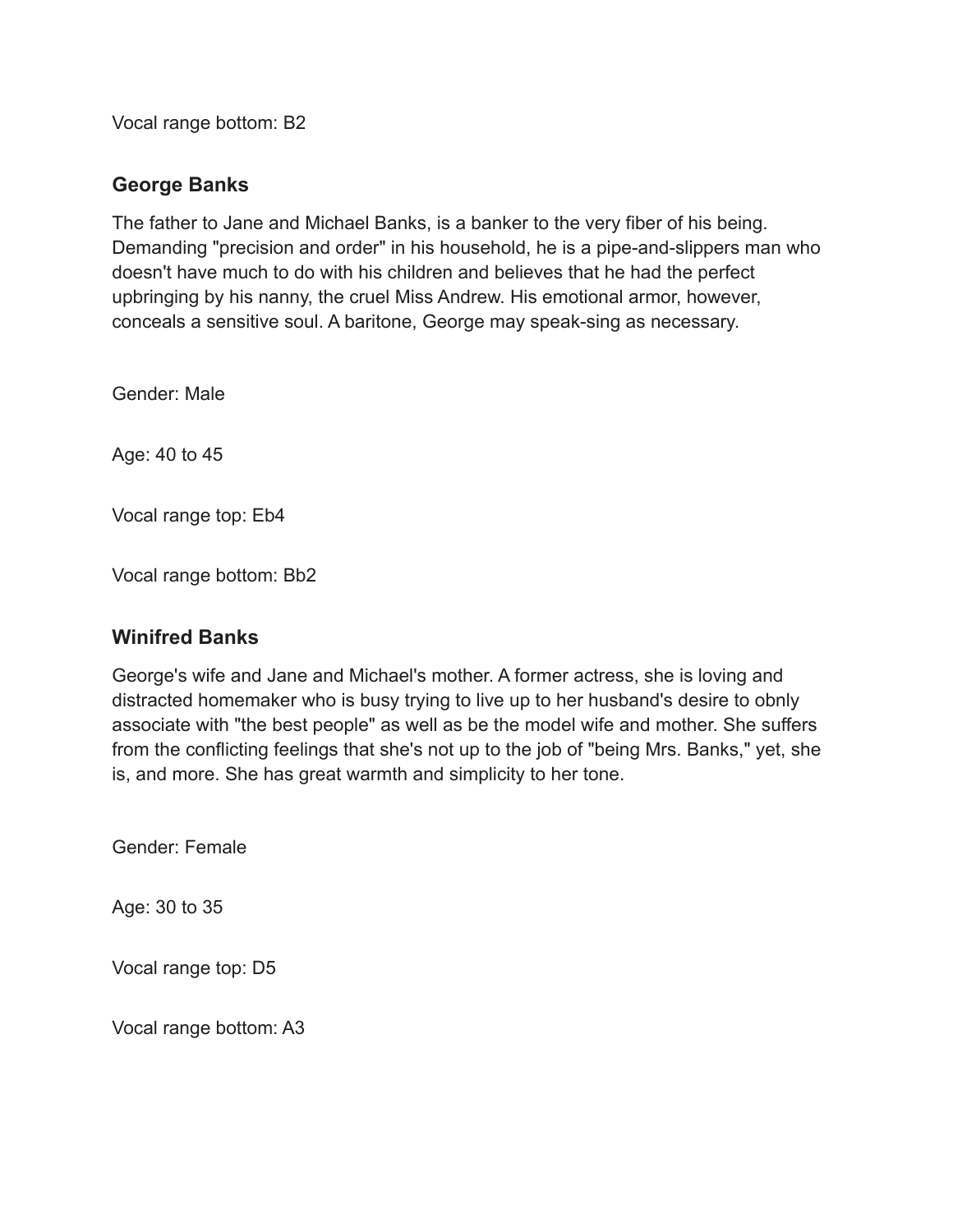Vocal range bottom: B2

## George Banks

The father to Jane and Michael Banks, is a banker to the very fiber of his being. Demanding "precision and order" in his household, he is a pipe-and-slippers man who doesn't have much to do with his children and believes that he had the perfect upbringing by his nanny, the cruel Miss Andrew. His emotional armor, however, conceals a sensitive soul. A baritone, George may speak-sing as necessary.

Gender: Male

Age: 40 to 45

Vocal range top: Eb4

Vocal range bottom: Bb2

## Winifred Banks

George's wife and Jane and Michael's mother. A former actress, she is loving and distracted homemaker who is busy trying to live up to her husband's desire to obnly associate with "the best people" as well as be the model wife and mother. She suffers from the conflicting feelings that she's not up to the job of "being Mrs. Banks," yet, she is, and more. She has great warmth and simplicity to her tone.

Gender: Female

Age: 30 to 35

Vocal range top: D5

Vocal range bottom: A3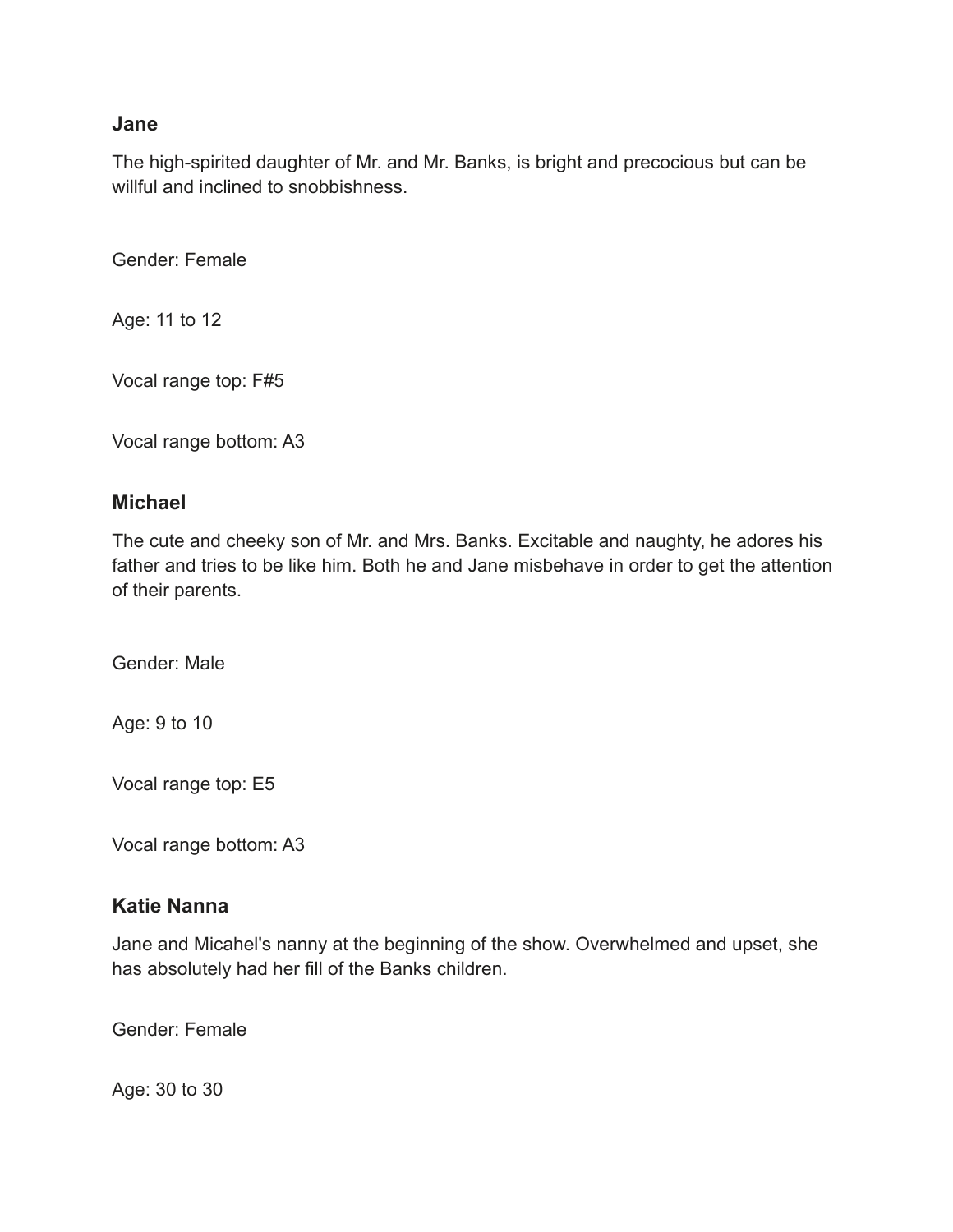### Jane

The high-spirited daughter of Mr. and Mr. Banks, is bright and precocious but can be willful and inclined to snobbishness.

Gender: Female

Age: 11 to 12

Vocal range top: F#5

Vocal range bottom: A3

### Michael

The cute and cheeky son of Mr. and Mrs. Banks. Excitable and naughty, he adores his father and tries to be like him. Both he and Jane misbehave in order to get the attention of their parents.

Gender: Male

Age: 9 to 10

Vocal range top: E5

Vocal range bottom: A3

### Katie Nanna

Jane and Micahel's nanny at the beginning of the show. Overwhelmed and upset, she has absolutely had her fill of the Banks children.

Gender: Female

Age: 30 to 30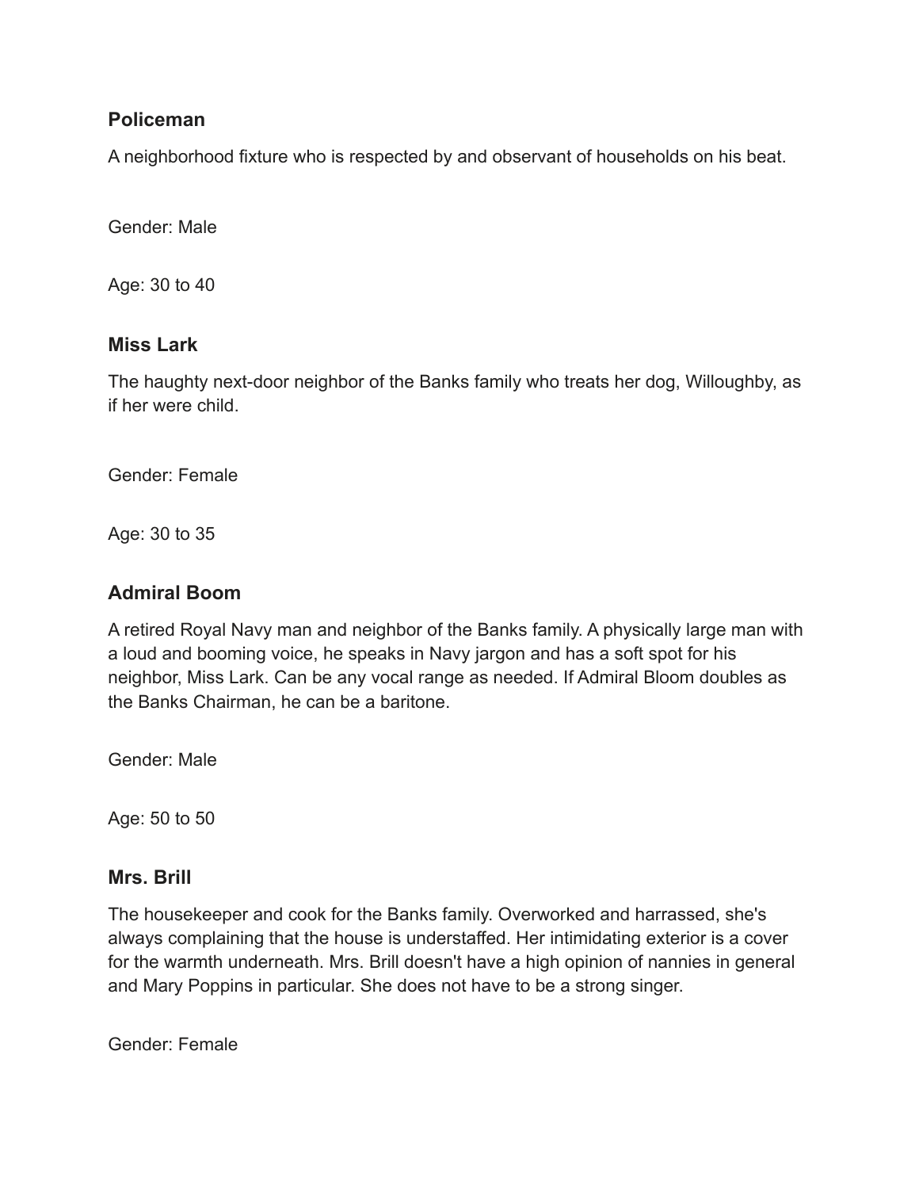### Policeman

A neighborhood fixture who is respected by and observant of households on his beat.

Gender: Male

Age: 30 to 40

### Miss Lark

The haughty next-door neighbor of the Banks family who treats her dog, Willoughby, as if her were child.

Gender: Female

Age: 30 to 35

### Admiral Boom

A retired Royal Navy man and neighbor of the Banks family. A physically large man with a loud and booming voice, he speaks in Navy jargon and has a soft spot for his neighbor, Miss Lark. Can be any vocal range as needed. If Admiral Bloom doubles as the Banks Chairman, he can be a baritone.

Gender: Male

Age: 50 to 50

### Mrs. Brill

The housekeeper and cook for the Banks family. Overworked and harrassed, she's always complaining that the house is understaffed. Her intimidating exterior is a cover for the warmth underneath. Mrs. Brill doesn't have a high opinion of nannies in general and Mary Poppins in particular. She does not have to be a strong singer.

Gender: Female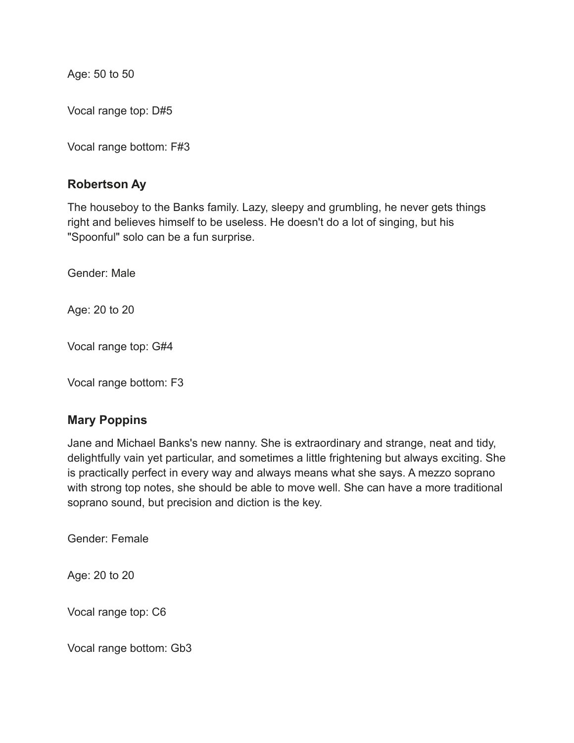Age: 50 to 50

Vocal range top: D#5

Vocal range bottom: F#3

### Robertson Ay

The houseboy to the Banks family. Lazy, sleepy and grumbling, he never gets things right and believes himself to be useless. He doesn't do a lot of singing, but his "Spoonful" solo can be a fun surprise.

Gender: Male

Age: 20 to 20

Vocal range top: G#4

Vocal range bottom: F3

### Mary Poppins

Jane and Michael Banks's new nanny. She is extraordinary and strange, neat and tidy, delightfully vain yet particular, and sometimes a little frightening but always exciting. She is practically perfect in every way and always means what she says. A mezzo soprano with strong top notes, she should be able to move well. She can have a more traditional soprano sound, but precision and diction is the key.

Gender: Female

Age: 20 to 20

Vocal range top: C6

Vocal range bottom: Gb3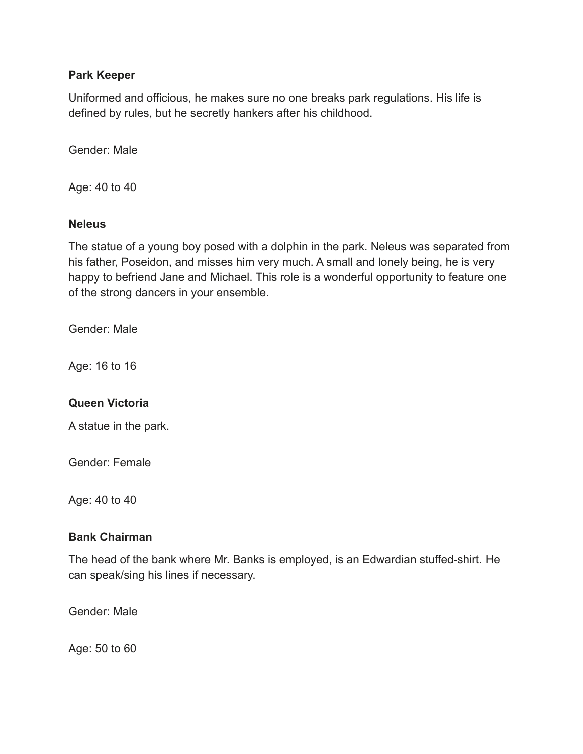**Park Keeper**

Uniformed and officious, he makes sure no one breaks park regulations. His life is defined by rules, but he secretly hankers after his childhood.

Gender: Male

Age: 40 to 40

**Neleus**

The statue of a young boy posed with a dolphin in the park. Neleus was separated from his father, Poseidon, and misses him very much. A small and lonely being, he is very happy to befriend Jane and Michael. This role is a wonderful opportunity to feature one of the strong dancers in your ensemble.

Gender: Male

Age: 16 to 16

**Queen Victoria**

A statue in the park.

Gender: Female

Age: 40 to 40

**Bank Chairman**

The head of the bank where Mr. Banks is employed, is an Edwardian stuffed-shirt. He can speak/sing his lines if necessary.

Gender: Male

Age: 50 to 60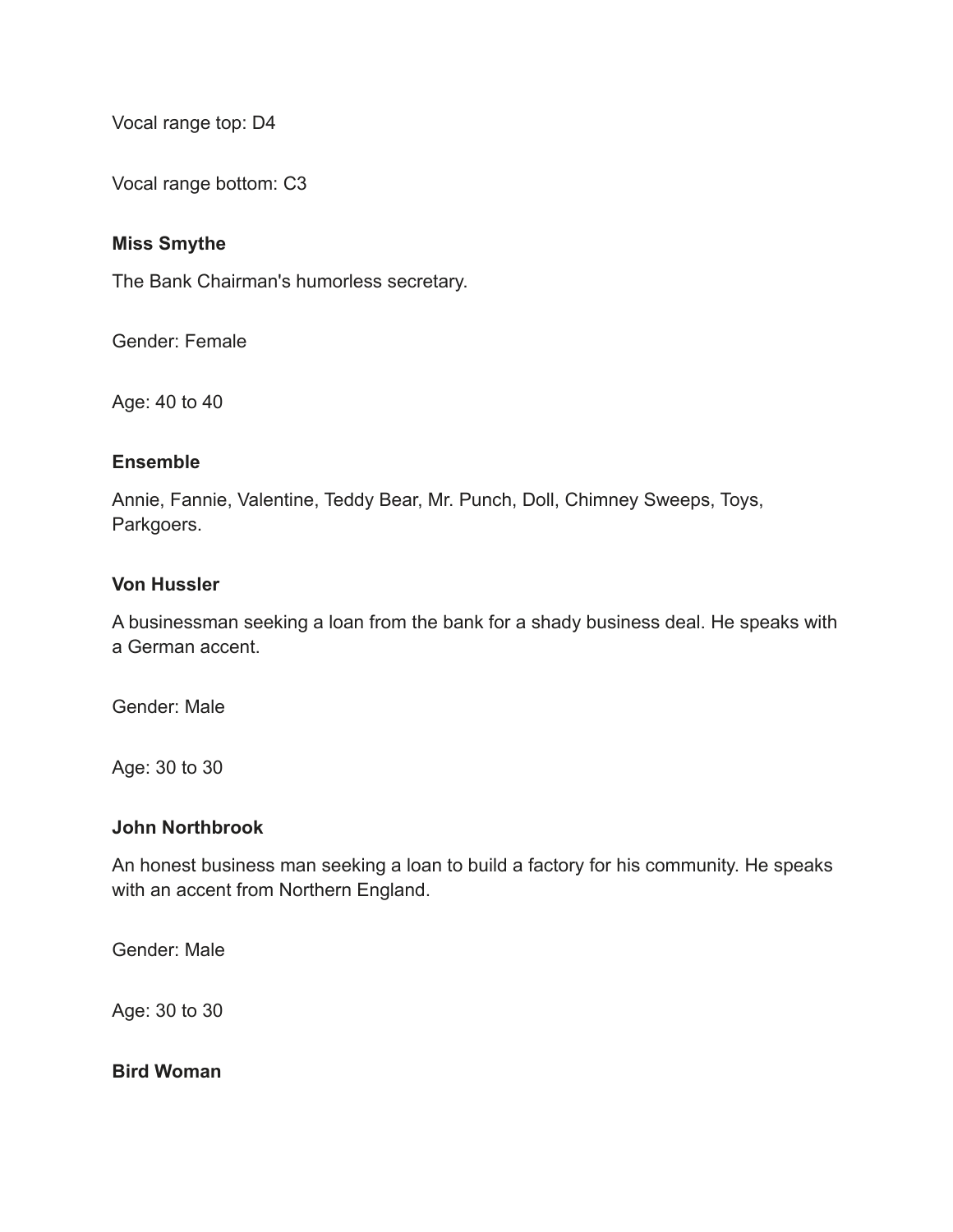Vocal range top: D4

Vocal range bottom: C3

**Miss Smythe**

The Bank Chairman's humorless secretary.

Gender: Female

Age: 40 to 40

**Ensemble**

Annie, Fannie, Valentine, Teddy Bear, Mr. Punch, Doll, Chimney Sweeps, Toys, Parkgoers.

**Von Hussler**

A businessman seeking a loan from the bank for a shady business deal. He speaks with a German accent.

Gender: Male

Age: 30 to 30

**John Northbrook**

An honest business man seeking a loan to build a factory for his community. He speaks with an accent from Northern England.

Gender: Male

Age: 30 to 30

**Bird Woman**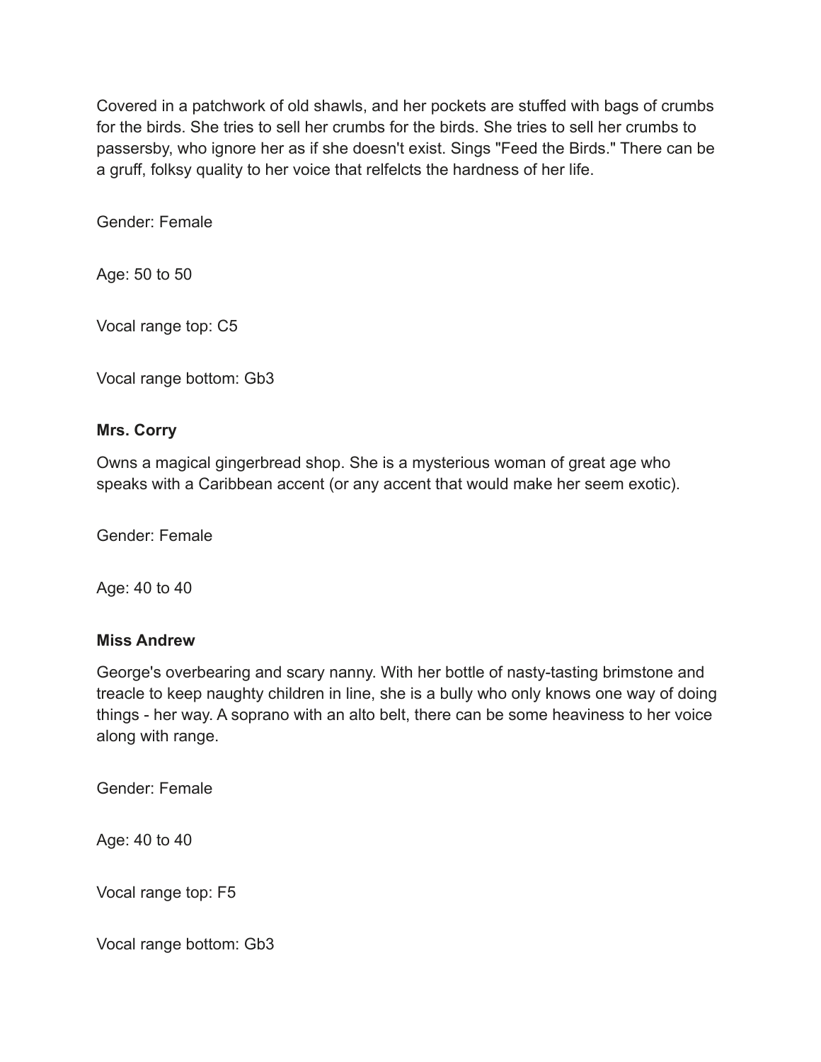Covered in a patchwork of old shawls, and her pockets are stuffed with bags of crumbs for the birds. She tries to sell her crumbs for the birds. She tries to sell her crumbs to passersby, who ignore her as if she doesn't exist. Sings "Feed the Birds." There can be a gruff, folksy quality to her voice that relfelcts the hardness of her life.

Gender: Female

Age: 50 to 50

Vocal range top: C5

Vocal range bottom: Gb3

**Mrs. Corry**

Owns a magical gingerbread shop. She is a mysterious woman of great age who speaks with a Caribbean accent (or any accent that would make her seem exotic).

Gender: Female

Age: 40 to 40

**Miss Andrew**

George's overbearing and scary nanny. With her bottle of nasty-tasting brimstone and treacle to keep naughty children in line, she is a bully who only knows one way of doing things - her way. A soprano with an alto belt, there can be some heaviness to her voice along with range.

Gender: Female

Age: 40 to 40

Vocal range top: F5

Vocal range bottom: Gb3